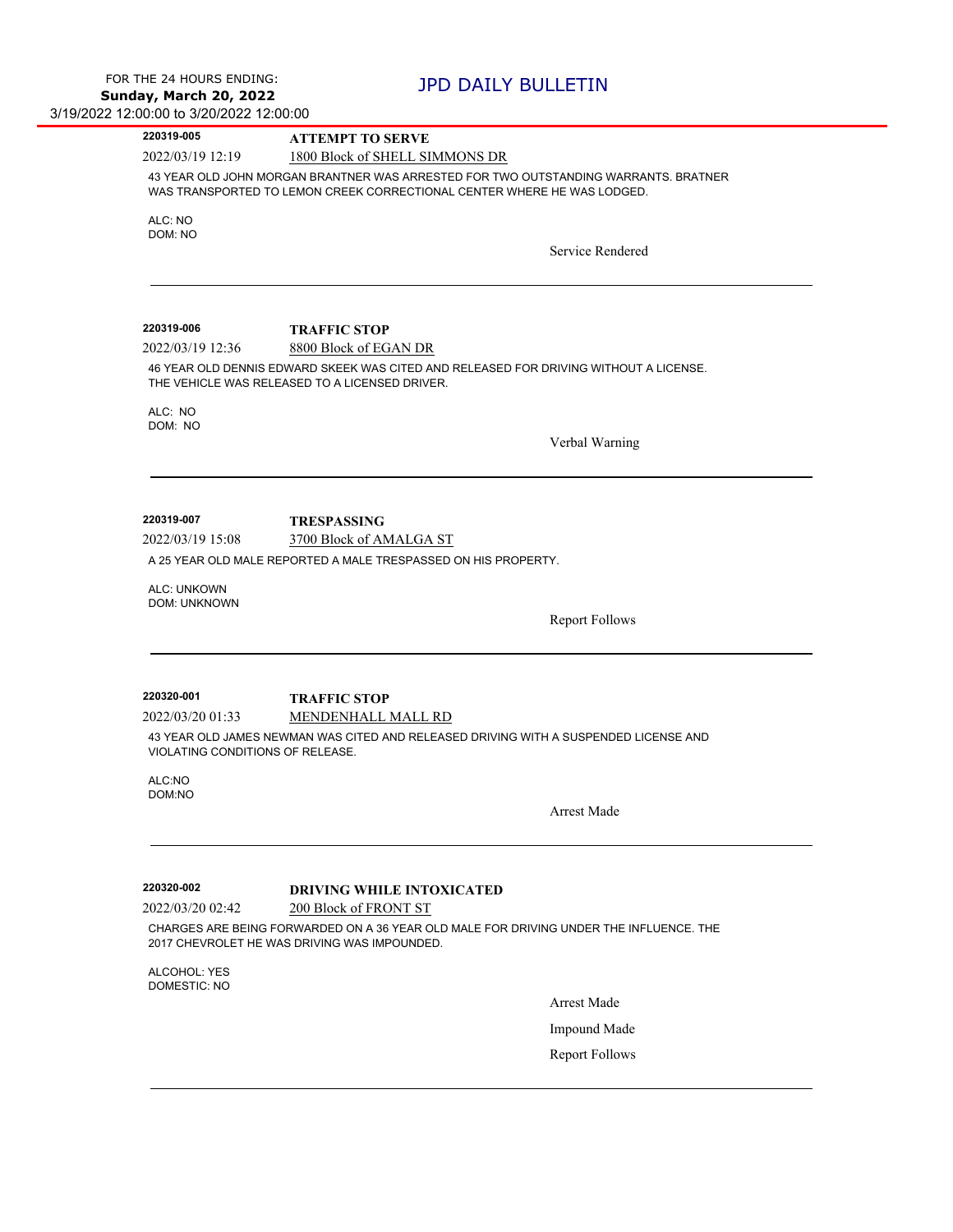FOR THE 24 HOURS ENDING:
**Sunday, March 20, 2022**
3/19/2022 12:00:00 to 3/20/2022 12:00:00

# JPD DAILY BULLETIN

---

**220319-005** **ATTEMPT TO SERVE**

2022/03/19 12:19 1800 Block of SHELL SIMMONS DR

43 YEAR OLD JOHN MORGAN BRANTNER WAS ARRESTED FOR TWO OUTSTANDING WARRANTS. BRATNER WAS TRANSPORTED TO LEMON CREEK CORRECTIONAL CENTER WHERE HE WAS LODGED.

ALC: NO
DOM: NO

Service Rendered

---

**220319-006** **TRAFFIC STOP**

2022/03/19 12:36 8800 Block of EGAN DR

46 YEAR OLD DENNIS EDWARD SKEEK WAS CITED AND RELEASED FOR DRIVING WITHOUT A LICENSE. THE VEHICLE WAS RELEASED TO A LICENSED DRIVER.

ALC: NO
DOM: NO

Verbal Warning

---

**220319-007** **TRESPASSING**

2022/03/19 15:08 3700 Block of AMALGA ST

A 25 YEAR OLD MALE REPORTED A MALE TRESPASSED ON HIS PROPERTY.

ALC: UNKOWN
DOM: UNKNOWN

Report Follows

---

**220320-001** **TRAFFIC STOP**

2022/03/20 01:33 MENDENHALL MALL RD

43 YEAR OLD JAMES NEWMAN WAS CITED AND RELEASED DRIVING WITH A SUSPENDED LICENSE AND VIOLATING CONDITIONS OF RELEASE.

ALC:NO
DOM:NO

Arrest Made

---

**220320-002** **DRIVING WHILE INTOXICATED**

2022/03/20 02:42 200 Block of FRONT ST

CHARGES ARE BEING FORWARDED ON A 36 YEAR OLD MALE FOR DRIVING UNDER THE INFLUENCE. THE 2017 CHEVROLET HE WAS DRIVING WAS IMPOUNDED.

ALCOHOL: YES
DOMESTIC: NO

Arrest Made

Impound Made

Report Follows

---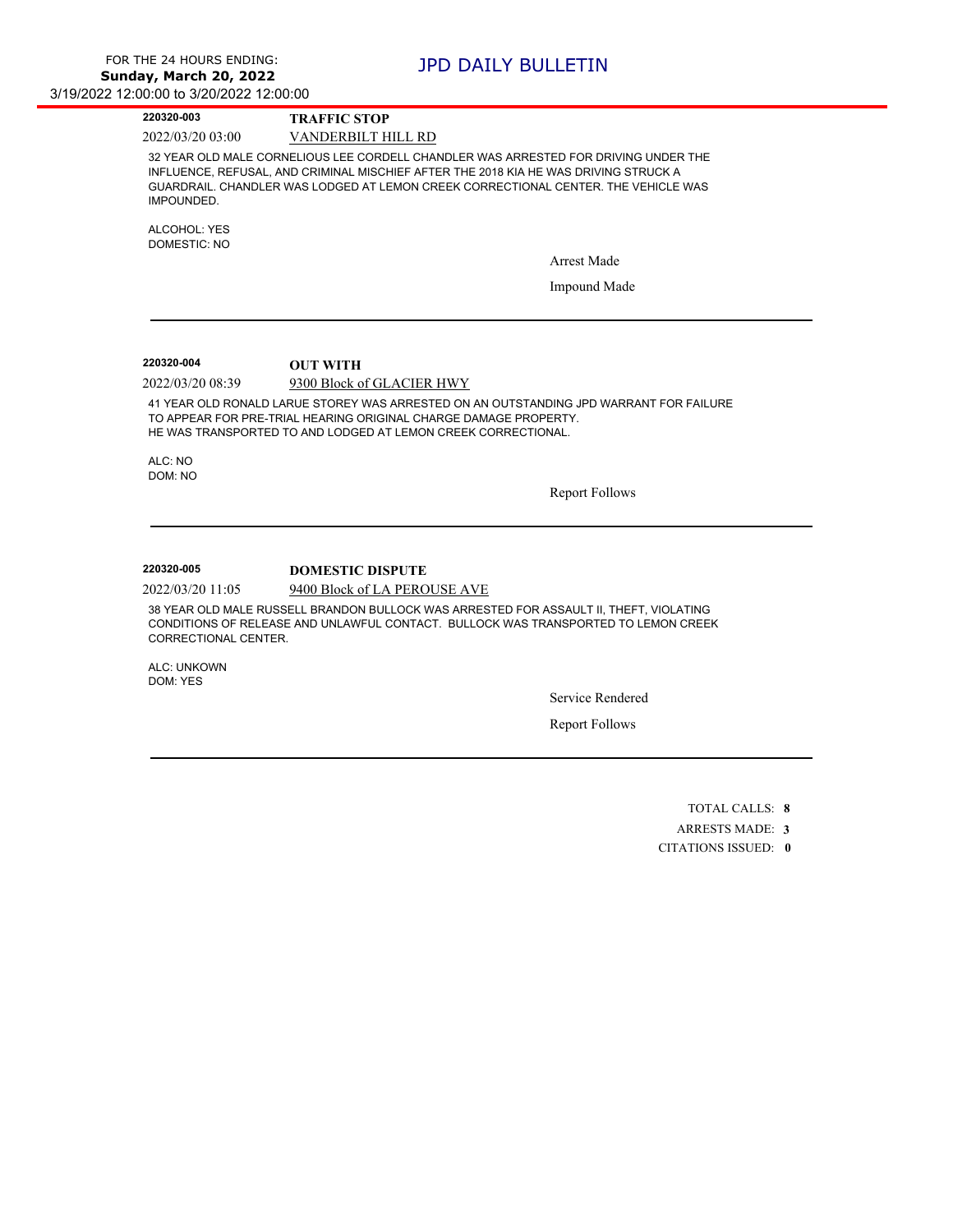220320-003 **TRAFFIC STOP**

2022/03/20 03:00 VANDERBILT HILL RD

32 YEAR OLD MALE CORNELIOUS LEE CORDELL CHANDLER WAS ARRESTED FOR DRIVING UNDER THE INFLUENCE, REFUSAL, AND CRIMINAL MISCHIEF AFTER THE 2018 KIA HE WAS DRIVING STRUCK A GUARDRAIL. CHANDLER WAS LODGED AT LEMON CREEK CORRECTIONAL CENTER. THE VEHICLE WAS IMPOUNDED.

ALCOHOL: YES
DOMESTIC: NO

Arrest Made

Impound Made

---

220320-004 **OUT WITH**

2022/03/20 08:39 9300 Block of GLACIER HWY

41 YEAR OLD RONALD LARUE STOREY WAS ARRESTED ON AN OUTSTANDING JPD WARRANT FOR FAILURE TO APPEAR FOR PRE-TRIAL HEARING ORIGINAL CHARGE DAMAGE PROPERTY.
HE WAS TRANSPORTED TO AND LODGED AT LEMON CREEK CORRECTIONAL.

ALC: NO
DOM: NO

Report Follows

---

220320-005 **DOMESTIC DISPUTE**

2022/03/20 11:05 9400 Block of LA PEROUSE AVE

38 YEAR OLD MALE RUSSELL BRANDON BULLOCK WAS ARRESTED FOR ASSAULT II, THEFT, VIOLATING CONDITIONS OF RELEASE AND UNLAWFUL CONTACT. BULLOCK WAS TRANSPORTED TO LEMON CREEK CORRECTIONAL CENTER.

ALC: UNKOWN
DOM: YES

Service Rendered

Report Follows

---

TOTAL CALLS: **8**

ARRESTS MADE: **3**

CITATIONS ISSUED: **0**